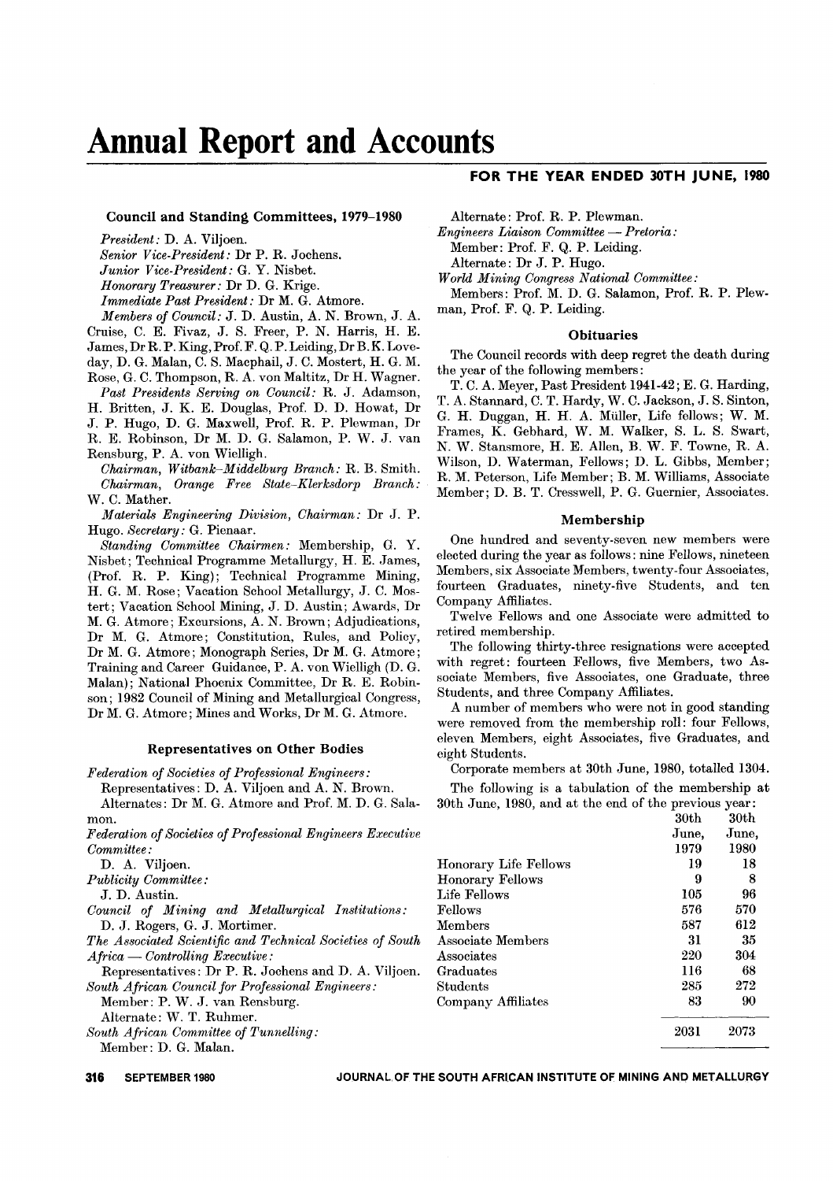# Annual Report and Accounts

**FOR THE YEAR ENDED 30TH JUNE, 1980**

### Council and Standing Committees, 1979–1980

*President:* D. A. Viljoen.

*Senior Vice-President:* Dr P. R. Jochens.

*Junior Vice-President:* G. Y. Nisbet.

*Honorary Treasurer:* Dr D. G. Krige.

*Immediate Past President:* Dr M. G. Atmore.

*Members of Council:* J. D. Austin, A. N. Brown, J. A. Cruise, C. E. Fivaz, J. S. Freer, P. N. Harris, H. E. James, Dr R. P. King, Prof. F. Q. P. Leiding, Dr B. K. Loveday, D. G. Malan, C. S. Macphail, J. C. Mostert, H. G. M. Rose, G. C. Thompson, R. A. von Maltitz, Dr H. Wagner.

*Past Presidents Serving on Council:* R. J. Adamson, H. Britten, J. K. E. Douglas, Prof. D. D. Howat, Dr J. P. Hugo, D. G. Maxwell, Prof. R. P. Plewman, Dr R. E. Robinson, Dr M. D. G. Salamon, P. W. J. van Rensburg, P. A. von Wielligh.

*Chairman, Witbank–Middelburg Branch:* R. B. Smith.

*Chairman, Orange Free State–Klerksdorp Branch:* W. C. Mather.

*Materials Engineering Division, Chairman:* Dr J. P. Hugo. *Secretary:* G. Pienaar.

*Standing Committee Chairmen:* Membership, G. Y. Nisbet; Technical Programme Metallurgy, H. E. James, (Prof. R. P. King); Technical Programme Mining, H. G. M. Rose; Vacation School Metallurgy, J. C. Mostert; Vacation School Mining, J. D. Austin; Awards, Dr M. G. Atmore; Excursions, A. N. Brown; Adjudications, Dr M. G. Atmore; Constitution, Rules, and Policy, Dr M. G. Atmore; Monograph Series, Dr M. G. Atmore; Training and Career Guidance, P. A. von Wielligh (D. G. Malan); National Phoenix Committee, Dr R. E. Robinson; 1982 Council of Mining and Metallurgical Congress, Dr M. G. Atmore; Mines and Works, Dr M. G. Atmore.

### Representatives on Other Bodies

*Federation of Societies of Professional Engineers:*
Representatives: D. A. Viljoen and A. N. Brown.
Alternates: Dr M. G. Atmore and Prof. M. D. G. Salamon.

*Federation of Societies of Professional Engineers Executive Committee:*
D. A. Viljoen.

*Publicity Committee:*
J. D. Austin.

*Council of Mining and Metallurgical Institutions:*
D. J. Rogers, G. J. Mortimer.

*The Associated Scientific and Technical Societies of South Africa — Controlling Executive:*
Representatives: Dr P. R. Jochens and D. A. Viljoen.

*South African Council for Professional Engineers:*
Member: P. W. J. van Rensburg.
Alternate: W. T. Ruhmer.

*South African Committee of Tunnelling:*
Member: D. G. Malan.
Alternate: Prof. R. P. Plewman.

*Engineers Liaison Committee — Pretoria:*
Member: Prof. F. Q. P. Leiding.
Alternate: Dr J. P. Hugo.

*World Mining Congress National Committee:*
Members: Prof. M. D. G. Salamon, Prof. R. P. Plewman, Prof. F. Q. P. Leiding.

### Obituaries

The Council records with deep regret the death during the year of the following members:

T. C. A. Meyer, Past President 1941-42; E. G. Harding, T. A. Stannard, C. T. Hardy, W. C. Jackson, J. S. Sinton, G. H. Duggan, H. H. A. Müller, Life fellows; W. M. Frames, K. Gebhard, W. M. Walker, S. L. S. Swart, N. W. Stansmore, H. E. Allen, B. W. F. Towne, R. A. Wilson, D. Waterman, Fellows; D. L. Gibbs, Member; R. M. Peterson, Life Member; B. M. Williams, Associate Member; D. B. T. Cresswell, P. G. Guernier, Associates.

### Membership

One hundred and seventy-seven new members were elected during the year as follows: nine Fellows, nineteen Members, six Associate Members, twenty-four Associates, fourteen Graduates, ninety-five Students, and ten Company Affiliates.

Twelve Fellows and one Associate were admitted to retired membership.

The following thirty-three resignations were accepted with regret: fourteen Fellows, five Members, two Associate Members, five Associates, one Graduate, three Students, and three Company Affiliates.

A number of members who were not in good standing were removed from the membership roll: four Fellows, eleven Members, eight Associates, five Graduates, and eight Students.

Corporate members at 30th June, 1980, totalled 1304.

The following is a tabulation of the membership at 30th June, 1980, and at the end of the previous year:

| | 30th June, 1979 | 30th June, 1980 |
|---|---|---|
| Honorary Life Fellows | 19 | 18 |
| Honorary Fellows | 9 | 8 |
| Life Fellows | 105 | 96 |
| Fellows | 576 | 570 |
| Members | 587 | 612 |
| Associate Members | 31 | 35 |
| Associates | 220 | 304 |
| Graduates | 116 | 68 |
| Students | 285 | 272 |
| Company Affiliates | 83 | 90 |
| | 2031 | 2073 |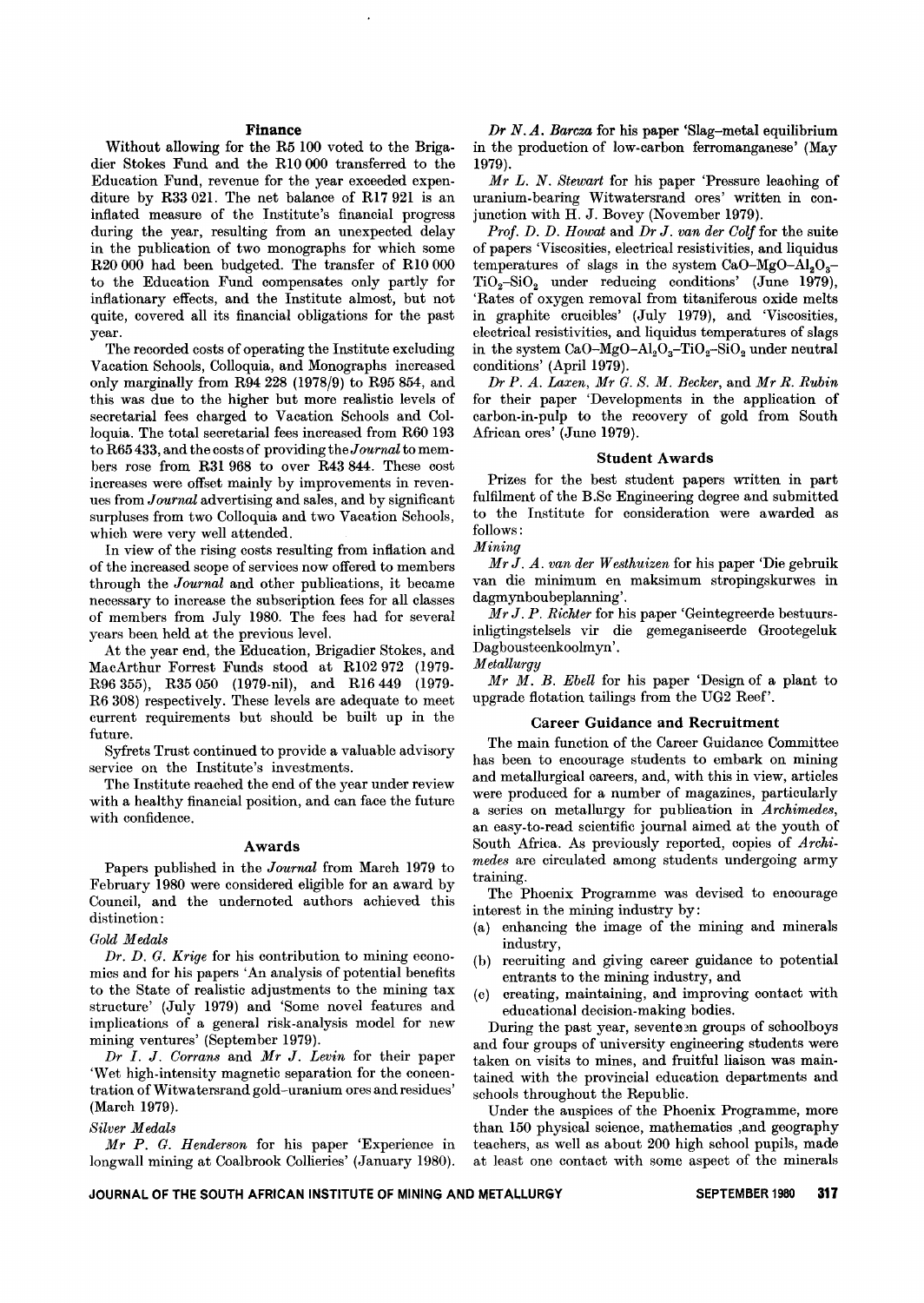## Finance

Without allowing for the R5 100 voted to the Brigadier Stokes Fund and the R10 000 transferred to the Education Fund, revenue for the year exceeded expenditure by R33 021. The net balance of R17 921 is an inflated measure of the Institute's financial progress during the year, resulting from an unexpected delay in the publication of two monographs for which some R20 000 had been budgeted. The transfer of R10 000 to the Education Fund compensates only partly for inflationary effects, and the Institute almost, but not quite, covered all its financial obligations for the past year.

The recorded costs of operating the Institute excluding Vacation Schools, Colloquia, and Monographs increased only marginally from R94 228 (1978/9) to R95 854, and this was due to the higher but more realistic levels of secretarial fees charged to Vacation Schools and Colloquia. The total secretarial fees increased from R60 193 to R65 433, and the costs of providing the *Journal* to members rose from R31 968 to over R43 844. These cost increases were offset mainly by improvements in revenues from *Journal* advertising and sales, and by significant surpluses from two Colloquia and two Vacation Schools, which were very well attended.

In view of the rising costs resulting from inflation and of the increased scope of services now offered to members through the *Journal* and other publications, it became necessary to increase the subscription fees for all classes of members from July 1980. The fees had for several years been held at the previous level.

At the year end, the Education, Brigadier Stokes, and MacArthur Forrest Funds stood at R102 972 (1979-R96 355), R35 050 (1979-nil), and R16 449 (1979-R6 308) respectively. These levels are adequate to meet current requirements but should be built up in the future.

Syfrets Trust continued to provide a valuable advisory service on the Institute's investments.

The Institute reached the end of the year under review with a healthy financial position, and can face the future with confidence.

## Awards

Papers published in the *Journal* from March 1979 to February 1980 were considered eligible for an award by Council, and the undernoted authors achieved this distinction:

*Gold Medals*

*Dr. D. G. Krige* for his contribution to mining economics and for his papers 'An analysis of potential benefits to the State of realistic adjustments to the mining tax structure' (July 1979) and 'Some novel features and implications of a general risk-analysis model for new mining ventures' (September 1979).

*Dr I. J. Corrans* and *Mr J. Levin* for their paper 'Wet high-intensity magnetic separation for the concentration of Witwatersrand gold-uranium ores and residues' (March 1979).

*Silver Medals*

*Mr P. G. Henderson* for his paper 'Experience in longwall mining at Coalbrook Collieries' (January 1980).

*Dr N. A. Barcza* for his paper 'Slag-metal equilibrium in the production of low-carbon ferromanganese' (May 1979).

*Mr L. N. Stewart* for his paper 'Pressure leaching of uranium-bearing Witwatersrand ores' written in conjunction with H. J. Bovey (November 1979).

*Prof. D. D. Howat* and *Dr J. van der Colf* for the suite of papers 'Viscosities, electrical resistivities, and liquidus temperatures of slags in the system $CaO$–$MgO$–$Al_2O_3$–$TiO_2$–$SiO_2$ under reducing conditions' (June 1979), 'Rates of oxygen removal from titaniferous oxide melts in graphite crucibles' (July 1979), and 'Viscosities, electrical resistivities, and liquidus temperatures of slags in the system $CaO$–$MgO$–$Al_2O_3$–$TiO_2$–$SiO_2$ under neutral conditions' (April 1979).

*Dr P. A. Laxen*, *Mr G. S. M. Becker*, and *Mr R. Rubin* for their paper 'Developments in the application of carbon-in-pulp to the recovery of gold from South African ores' (June 1979).

## Student Awards

Prizes for the best student papers written in part fulfilment of the B.Sc Engineering degree and submitted to the Institute for consideration were awarded as follows:

*Mining*

*Mr J. A. van der Westhuizen* for his paper 'Die gebruik van die minimum en maksimum stropingskurwes in dagmynboubeplanning'.

*Mr J. P. Richter* for his paper 'Geintegreerde bestuursinligtingstelsels vir die gemeganiseerde Grootegeluk Dagbousteenkoolmyn'.

*Metallurgy*

*Mr M. B. Ebell* for his paper 'Design of a plant to upgrade flotation tailings from the UG2 Reef'.

## Career Guidance and Recruitment

The main function of the Career Guidance Committee has been to encourage students to embark on mining and metallurgical careers, and, with this in view, articles were produced for a number of magazines, particularly a series on metallurgy for publication in *Archimedes*, an easy-to-read scientific journal aimed at the youth of South Africa. As previously reported, copies of *Archimedes* are circulated among students undergoing army training.

The Phoenix Programme was devised to encourage interest in the mining industry by:

(a) enhancing the image of the mining and minerals industry,
(b) recruiting and giving career guidance to potential entrants to the mining industry, and
(c) creating, maintaining, and improving contact with educational decision-making bodies.

During the past year, seventeen groups of schoolboys and four groups of university engineering students were taken on visits to mines, and fruitful liaison was maintained with the provincial education departments and schools throughout the Republic.

Under the auspices of the Phoenix Programme, more than 150 physical science, mathematics ,and geography teachers, as well as about 200 high school pupils, made at least one contact with some aspect of the minerals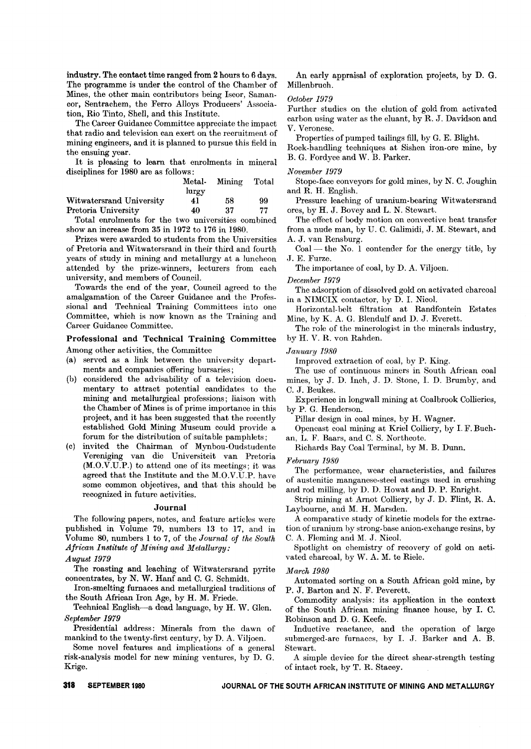industry. The contact time ranged from 2 hours to 6 days. The programme is under the control of the Chamber of Mines, the other main contributors being Iscor, Samancor, Sentrachem, the Ferro Alloys Producers' Association, Rio Tinto, Shell, and this Institute.

The Career Guidance Committee appreciate the impact that radio and television can exert on the recruitment of mining engineers, and it is planned to pursue this field in the ensuing year.

It is pleasing to learn that enrolments in mineral disciplines for 1980 are as follows:

| | Metallurgy | Mining | Total |
|---|---|---|---|
| Witwatersrand University | 41 | 58 | 99 |
| Pretoria University | 40 | 37 | 77 |

Total enrolments for the two universities combined show an increase from 35 in 1972 to 176 in 1980.

Prizes were awarded to students from the Universities of Pretoria and Witwatersrand in their third and fourth years of study in mining and metallurgy at a luncheon attended by the prize-winners, lecturers from each university, and members of Council.

Towards the end of the year, Council agreed to the amalgamation of the Career Guidance and the Professional and Technical Training Committees into one Committee, which is now known as the Training and Career Guidance Committee.

## Professional and Technical Training Committee

Among other activities, the Committee

(a) served as a link between the university departments and companies offering bursaries;

(b) considered the advisability of a television documentary to attract potential candidates to the mining and metallurgical professions; liaison with the Chamber of Mines is of prime importance in this project, and it has been suggested that the recently established Gold Mining Museum could provide a forum for the distribution of suitable pamphlets;

(c) invited the Chairman of Mynbou-Oudstudente Vereniging van die Universiteit van Pretoria (M.O.V.U.P.) to attend one of its meetings; it was agreed that the Institute and the M.O.V.U.P. have some common objectives, and that this should be recognized in future activities.

## Journal

The following papers, notes, and feature articles were published in Volume 79, numbers 13 to 17, and in Volume 80, numbers 1 to 7, of the *Journal of the South African Institute of Mining and Metallurgy*:

*August 1979*

The roasting and leaching of Witwatersrand pyrite concentrates, by N. W. Hanf and C. G. Schmidt.

Iron-smelting furnaces and metallurgical traditions of the South African Iron Age, by H. M. Friede.

Technical English—a dead language, by H. W. Glen.

*September 1979*

Presidential address: Minerals from the dawn of mankind to the twenty-first century, by D. A. Viljoen.

Some novel features and implications of a general risk-analysis model for new mining ventures, by D. G. Krige.

An early appraisal of exploration projects, by D. G. Millenbruch.

*October 1979*

Further studies on the elution of gold from activated carbon using water as the eluant, by R. J. Davidson and V. Veronese.

Properties of pumped tailings fill, by G. E. Blight.

Rock-handling techniques at Sishen iron-ore mine, by B. G. Fordyce and W. B. Parker.

*November 1979*

Stope-face conveyors for gold mines, by N. C. Joughin and R. H. English.

Pressure leaching of uranium-bearing Witwatersrand ores, by H. J. Bovey and L. N. Stewart.

The effect of body motion on convective heat transfer from a nude man, by U. C. Galimidi, J. M. Stewart, and A. J. van Rensburg.

Coal — the No. 1 contender for the energy title, by J. E. Furze.

The importance of coal, by D. A. Viljoen.

*December 1979*

The adsorption of dissolved gold on activated charcoal in a NIMCIX contactor, by D. I. Nicol.

Horizontal-belt filtration at Randfontein Estates Mine, by K. A. G. Blendulf and D. J. Everett.

The role of the mineralogist in the minerals industry, by H. V. R. von Rahden.

*January 1980*

Improved extraction of coal, by P. King.

The use of continuous miners in South African coal mines, by J. D. Inch, J. D. Stone, I. D. Brumby, and C. J. Beukes.

Experience in longwall mining at Coalbrook Collieries, by P. G. Henderson.

Pillar design in coal mines, by H. Wagner.

Opencast coal mining at Kriel Colliery, by I. F. Buchan, L. F. Baars, and C. S. Northcote.

Richards Bay Coal Terminal, by M. B. Dunn.

*February 1980*

The performance, wear characteristics, and failures of austenitic manganese-steel castings used in crushing and rod milling, by D. D. Howat and D. P. Enright.

Strip mining at Arnot Colliery, by J. D. Flint, R. A. Laybourne, and M. H. Marsden.

A comparative study of kinetic models for the extraction of uranium by strong-base anion-exchange resins, by C. A. Fleming and M. J. Nicol.

Spotlight on chemistry of recovery of gold on activated charcoal, by W. A. M. te Riele.

*March 1980*

Automated sorting on a South African gold mine, by P. J. Barton and N. F. Peverett.

Commodity analysis: its application in the context of the South African mining finance house, by I. C. Robinson and D. G. Keefe.

Inductive reactance, and the operation of large submerged-arc furnaces, by I. J. Barker and A. B. Stewart.

A simple device for the direct shear-strength testing of intact rock, by T. R. Stacey.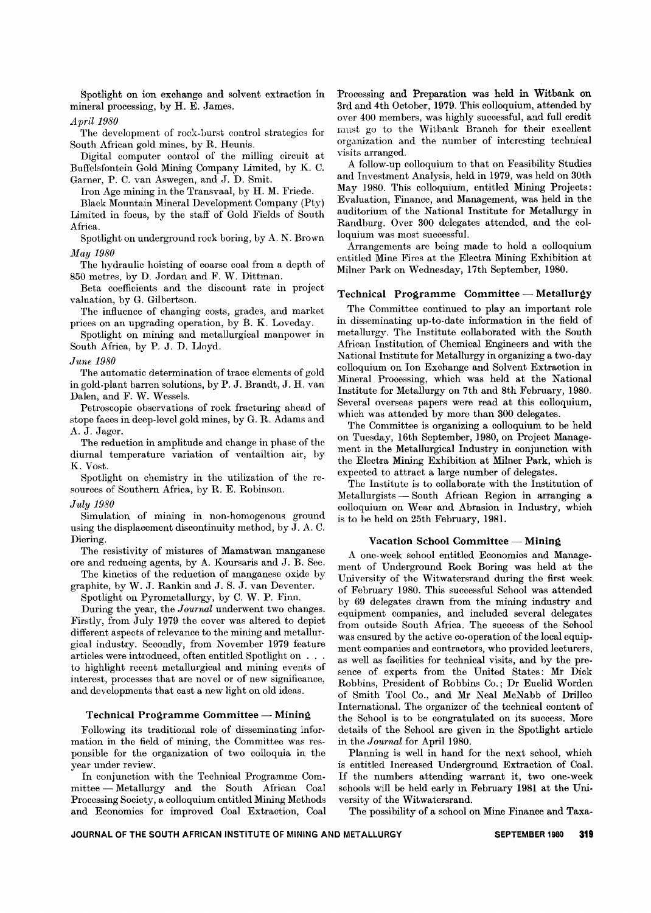Spotlight on ion exchange and solvent extraction in mineral processing, by H. E. James.

*April 1980*

The development of rock-burst control strategies for South African gold mines, by R. Heunis.

Digital computer control of the milling circuit at Buffelsfontein Gold Mining Company Limited, by K. C. Garner, P. C. van Aswegen, and J. D. Smit.

Iron Age mining in the Transvaal, by H. M. Friede.

Black Mountain Mineral Development Company (Pty) Limited in focus, by the staff of Gold Fields of South Africa.

Spotlight on underground rock boring, by A. N. Brown

*May 1980*

The hydraulic hoisting of coarse coal from a depth of 850 metres, by D. Jordan and F. W. Dittman.

Beta coefficients and the discount rate in project valuation, by G. Gilbertson.

The influence of changing costs, grades, and market prices on an upgrading operation, by B. K. Loveday.

Spotlight on mining and metallurgical manpower in South Africa, by P. J. D. Lloyd.

*June 1980*

The automatic determination of trace elements of gold in gold-plant barren solutions, by P. J. Brandt, J. H. van Dalen, and F. W. Wessels.

Petroscopic observations of rock fracturing ahead of stope faces in deep-level gold mines, by G. R. Adams and A. J. Jager.

The reduction in amplitude and change in phase of the diurnal temperature variation of ventailtion air, by K. Vost.

Spotlight on chemistry in the utilization of the resources of Southern Africa, by R. E. Robinson.

*July 1980*

Simulation of mining in non-homogenous ground using the displacement discontinuity method, by J. A. C. Diering.

The resistivity of mistures of Mamatwan manganese ore and reducing agents, by A. Koursaris and J. B. See.

The kinetics of the reduction of manganese oxide by graphite, by W. J. Rankin and J. S. J. van Deventer.

Spotlight on Pyrometallurgy, by C. W. P. Finn.

During the year, the *Journal* underwent two changes. Firstly, from July 1979 the cover was altered to depict different aspects of relevance to the mining and metallurgical industry. Secondly, from November 1979 feature articles were introduced, often entitled Spotlight on . . . to highlight recent metallurgical and mining events of interest, processes that are novel or of new significance, and developments that cast a new light on old ideas.

## Technical Programme Committee — Mining

Following its traditional role of disseminating information in the field of mining, the Committee was responsible for the organization of two colloquia in the year under review.

In conjunction with the Technical Programme Committee — Metallurgy and the South African Coal Processing Society, a colloquium entitled Mining Methods and Economics for improved Coal Extraction, Coal Processing and Preparation was held in Witbank on 3rd and 4th October, 1979. This colloquium, attended by over 400 members, was highly successful, and full credit must go to the Witbank Branch for their excellent organization and the number of interesting technical visits arranged.

A follow-up colloquium to that on Feasibility Studies and Investment Analysis, held in 1979, was held on 30th May 1980. This colloquium, entitled Mining Projects: Evaluation, Finance, and Management, was held in the auditorium of the National Institute for Metallurgy in Randburg. Over 300 delegates attended, and the colloquium was most successful.

Arrangements are being made to hold a colloquium entitled Mine Fires at the Electra Mining Exhibition at Milner Park on Wednesday, 17th September, 1980.

## Technical Programme Committee — Metallurgy

The Committee continued to play an important role in disseminating up-to-date information in the field of metallurgy. The Institute collaborated with the South African Institution of Chemical Engineers and with the National Institute for Metallurgy in organizing a two-day colloquium on Ion Exchange and Solvent Extraction in Mineral Processing, which was held at the National Institute for Metallurgy on 7th and 8th February, 1980. Several overseas papers were read at this colloquium, which was attended by more than 300 delegates.

The Committee is organizing a colloquium to be held on Tuesday, 16th September, 1980, on Project Management in the Metallurgical Industry in conjunction with the Electra Mining Exhibition at Milner Park, which is expected to attract a large number of delegates.

The Institute is to collaborate with the Institution of Metallurgists — South African Region in arranging a colloquium on Wear and Abrasion in Industry, which is to be held on 25th February, 1981.

## Vacation School Committee — Mining

A one-week school entitled Economics and Management of Underground Rock Boring was held at the University of the Witwatersrand during the first week of February 1980. This successful School was attended by 69 delegates drawn from the mining industry and equipment companies, and included several delegates from outside South Africa. The success of the School was ensured by the active co-operation of the local equipment companies and contractors, who provided lecturers, as well as facilities for technical visits, and by the presence of experts from the United States: Mr Dick Robbins, President of Robbins Co.; Dr Euclid Worden of Smith Tool Co., and Mr Neal McNabb of Drillco International. The organizer of the technical content of the School is to be congratulated on its success. More details of the School are given in the Spotlight article in the *Journal* for April 1980.

Planning is well in hand for the next school, which is entitled Increased Underground Extraction of Coal. If the numbers attending warrant it, two one-week schools will be held early in February 1981 at the University of the Witwatersrand.

The possibility of a school on Mine Finance and Taxa-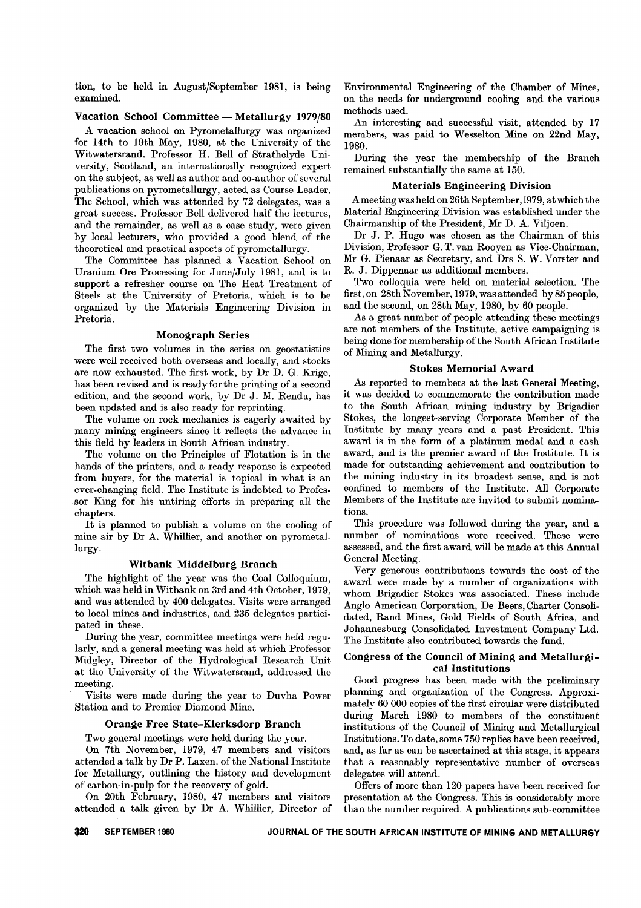tion, to be held in August/September 1981, is being examined.

### Vacation School Committee — Metallurgy 1979/80

A vacation school on Pyrometallurgy was organized for 14th to 19th May, 1980, at the University of the Witwatersrand. Professor H. Bell of Strathclyde University, Scotland, an internationally recognized expert on the subject, as well as author and co-author of several publications on pyrometallurgy, acted as Course Leader. The School, which was attended by 72 delegates, was a great success. Professor Bell delivered half the lectures, and the remainder, as well as a case study, were given by local lecturers, who provided a good blend of the theoretical and practical aspects of pyrometallurgy.

The Committee has planned a Vacation School on Uranium Ore Processing for June/July 1981, and is to support a refresher course on The Heat Treatment of Steels at the University of Pretoria, which is to be organized by the Materials Engineering Division in Pretoria.

### Monograph Series

The first two volumes in the series on geostatistics were well received both overseas and locally, and stocks are now exhausted. The first work, by Dr D. G. Krige, has been revised and is ready for the printing of a second edition, and the second work, by Dr J. M. Rendu, has been updated and is also ready for reprinting.

The volume on rock mechanics is eagerly awaited by many mining engineers since it reflects the advance in this field by leaders in South African industry.

The volume on the Principles of Flotation is in the hands of the printers, and a ready response is expected from buyers, for the material is topical in what is an ever-changing field. The Institute is indebted to Professor King for his untiring efforts in preparing all the chapters.

It is planned to publish a volume on the cooling of mine air by Dr A. Whillier, and another on pyrometallurgy.

### Witbank–Middelburg Branch

The highlight of the year was the Coal Colloquium, which was held in Witbank on 3rd and 4th October, 1979, and was attended by 400 delegates. Visits were arranged to local mines and industries, and 235 delegates participated in these.

During the year, committee meetings were held regularly, and a general meeting was held at which Professor Midgley, Director of the Hydrological Research Unit at the University of the Witwatersrand, addressed the meeting.

Visits were made during the year to Duvha Power Station and to Premier Diamond Mine.

### Orange Free State–Klerksdorp Branch

Two general meetings were held during the year.

On 7th November, 1979, 47 members and visitors attended a talk by Dr P. Laxen, of the National Institute for Metallurgy, outlining the history and development of carbon-in-pulp for the recovery of gold.

On 20th February, 1980, 47 members and visitors attended a talk given by Dr A. Whillier, Director of Environmental Engineering of the Chamber of Mines, on the needs for underground cooling and the various methods used.

An interesting and successful visit, attended by 17 members, was paid to Wesselton Mine on 22nd May, 1980.

During the year the membership of the Branch remained substantially the same at 150.

### Materials Engineering Division

A meeting was held on 26th September, 1979, at which the Material Engineering Division was established under the Chairmanship of the President, Mr D. A. Viljoen.

Dr J. P. Hugo was chosen as the Chairman of this Division, Professor G. T. van Rooyen as Vice-Chairman, Mr G. Pienaar as Secretary, and Drs S. W. Vorster and R. J. Dippenaar as additional members.

Two colloquia were held on material selection. The first, on 28th November, 1979, was attended by 85 people, and the second, on 28th May, 1980, by 60 people.

As a great number of people attending these meetings are not members of the Institute, active campaigning is being done for membership of the South African Institute of Mining and Metallurgy.

### Stokes Memorial Award

As reported to members at the last General Meeting, it was decided to commemorate the contribution made to the South African mining industry by Brigadier Stokes, the longest-serving Corporate Member of the Institute by many years and a past President. This award is in the form of a platinum medal and a cash award, and is the premier award of the Institute. It is made for outstanding achievement and contribution to the mining industry in its broadest sense, and is not confined to members of the Institute. All Corporate Members of the Institute are invited to submit nominations.

This procedure was followed during the year, and a number of nominations were received. These were assessed, and the first award will be made at this Annual General Meeting.

Very generous contributions towards the cost of the award were made by a number of organizations with whom Brigadier Stokes was associated. These include Anglo American Corporation, De Beers, Charter Consolidated, Rand Mines, Gold Fields of South Africa, and Johannesburg Consolidated Investment Company Ltd. The Institute also contributed towards the fund.

### Congress of the Council of Mining and Metallurgical Institutions

Good progress has been made with the preliminary planning and organization of the Congress. Approximately 60 000 copies of the first circular were distributed during March 1980 to members of the constituent institutions of the Council of Mining and Metallurgical Institutions. To date, some 750 replies have been received, and, as far as can be ascertained at this stage, it appears that a reasonably representative number of overseas delegates will attend.

Offers of more than 120 papers have been received for presentation at the Congress. This is considerably more than the number required. A publications sub-committee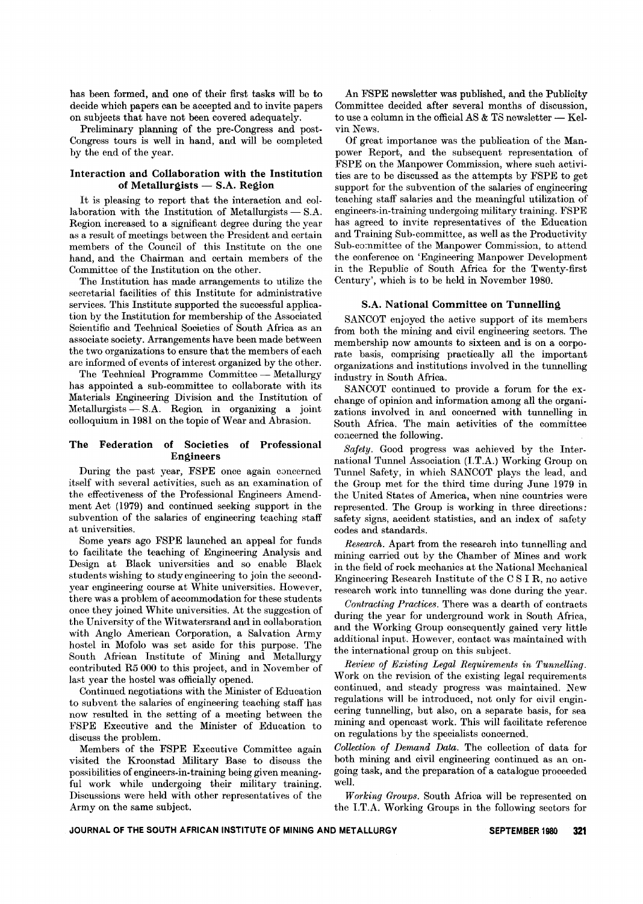has been formed, and one of their first tasks will be to decide which papers can be accepted and to invite papers on subjects that have not been covered adequately.

Preliminary planning of the pre-Congress and post-Congress tours is well in hand, and will be completed by the end of the year.

### Interaction and Collaboration with the Institution of Metallurgists — S.A. Region

It is pleasing to report that the interaction and collaboration with the Institution of Metallurgists — S.A. Region increased to a significant degree during the year as a result of meetings between the President and certain members of the Council of this Institute on the one hand, and the Chairman and certain members of the Committee of the Institution on the other.

The Institution has made arrangements to utilize the secretarial facilities of this Institute for administrative services. This Institute supported the successful application by the Institution for membership of the Associated Scientific and Technical Societies of South Africa as an associate society. Arrangements have been made between the two organizations to ensure that the members of each are informed of events of interest organized by the other.

The Technical Programme Committee — Metallurgy has appointed a sub-committee to collaborate with its Materials Engineering Division and the Institution of Metallurgists — S.A. Region in organizing a joint colloquium in 1981 on the topic of Wear and Abrasion.

### The Federation of Societies of Professional Engineers

During the past year, FSPE once again concerned itself with several activities, such as an examination of the effectiveness of the Professional Engineers Amendment Act (1979) and continued seeking support in the subvention of the salaries of engineering teaching staff at universities.

Some years ago FSPE launched an appeal for funds to facilitate the teaching of Engineering Analysis and Design at Black universities and so enable Black students wishing to study engineering to join the second-year engineering course at White universities. However, there was a problem of accommodation for these students once they joined White universities. At the suggestion of the University of the Witwatersrand and in collaboration with Anglo American Corporation, a Salvation Army hostel in Mofolo was set aside for this purpose. The South African Institute of Mining and Metallurgy contributed R5 000 to this project, and in November of last year the hostel was officially opened.

Continued negotiations with the Minister of Education to subvent the salaries of engineering teaching staff has now resulted in the setting of a meeting between the FSPE Executive and the Minister of Education to discuss the problem.

Members of the FSPE Executive Committee again visited the Kroonstad Military Base to discuss the possibilities of engineers-in-training being given meaningful work while undergoing their military training. Discussions were held with other representatives of the Army on the same subject.

An FSPE newsletter was published, and the Publicity Committee decided after several months of discussion, to use a column in the official AS & TS newsletter — Kelvin News.

Of great importance was the publication of the Manpower Report, and the subsequent representation of FSPE on the Manpower Commission, where such activities are to be discussed as the attempts by FSPE to get support for the subvention of the salaries of engineering teaching staff salaries and the meaningful utilization of engineers-in-training undergoing military training. FSPE has agreed to invite representatives of the Education and Training Sub-committee, as well as the Productivity Sub-committee of the Manpower Commission, to attend the conference on 'Engineering Manpower Development in the Republic of South Africa for the Twenty-first Century', which is to be held in November 1980.

### S.A. National Committee on Tunnelling

SANCOT enjoyed the active support of its members from both the mining and civil engineering sectors. The membership now amounts to sixteen and is on a corporate basis, comprising practically all the important organizations and institutions involved in the tunnelling industry in South Africa.

SANCOT continued to provide a forum for the exchange of opinion and information among all the organizations involved in and concerned with tunnelling in South Africa. The main activities of the committee concerned the following.

*Safety.* Good progress was achieved by the International Tunnel Association (I.T.A.) Working Group on Tunnel Safety, in which SANCOT plays the lead, and the Group met for the third time during June 1979 in the United States of America, when nine countries were represented. The Group is working in three directions: safety signs, accident statistics, and an index of safety codes and standards.

*Research.* Apart from the research into tunnelling and mining carried out by the Chamber of Mines and work in the field of rock mechanics at the National Mechanical Engineering Research Institute of the C S I R, no active research work into tunnelling was done during the year.

*Contracting Practices.* There was a dearth of contracts during the year for underground work in South Africa, and the Working Group consequently gained very little additional input. However, contact was maintained with the international group on this subject.

*Review of Existing Legal Requirements in Tunnelling.* Work on the revision of the existing legal requirements continued, and steady progress was maintained. New regulations will be introduced, not only for civil engineering tunnelling, but also, on a separate basis, for sea mining and opencast work. This will facilitate reference on regulations by the specialists concerned.

*Collection of Demand Data.* The collection of data for both mining and civil engineering continued as an ongoing task, and the preparation of a catalogue proceeded well.

*Working Groups.* South Africa will be represented on the I.T.A. Working Groups in the following sectors for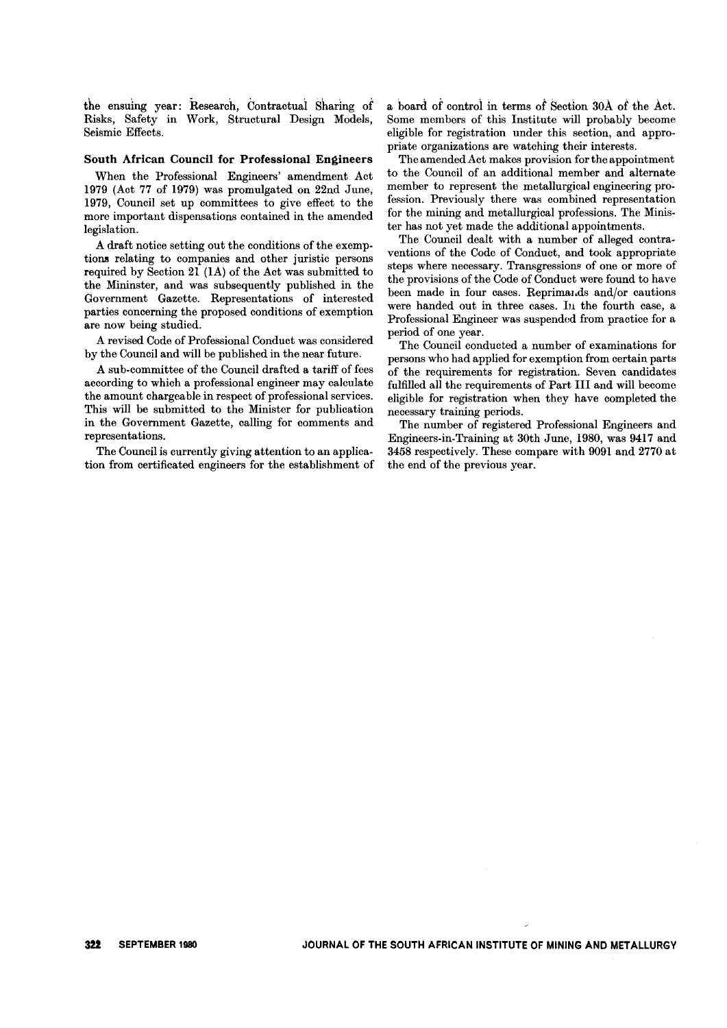the ensuing year: Research, Contractual Sharing of Risks, Safety in Work, Structural Design Models, Seismic Effects.

### South African Council for Professional Engineers

When the Professional Engineers' amendment Act 1979 (Act 77 of 1979) was promulgated on 22nd June, 1979, Council set up committees to give effect to the more important dispensations contained in the amended legislation.

A draft notice setting out the conditions of the exemptions relating to companies and other juristic persons required by Section 21 (1A) of the Act was submitted to the Mininster, and was subsequently published in the Government Gazette. Representations of interested parties concerning the proposed conditions of exemption are now being studied.

A revised Code of Professional Conduct was considered by the Council and will be published in the near future.

A sub-committee of the Council drafted a tariff of fees according to which a professional engineer may calculate the amount chargeable in respect of professional services. This will be submitted to the Minister for publication in the Government Gazette, calling for comments and representations.

The Council is currently giving attention to an application from certificated engineers for the establishment of a board of control in terms of Section 30A of the Act. Some members of this Institute will probably become eligible for registration under this section, and appropriate organizations are watching their interests.

The amended Act makes provision for the appointment to the Council of an additional member and alternate member to represent the metallurgical engineering profession. Previously there was combined representation for the mining and metallurgical professions. The Minister has not yet made the additional appointments.

The Council dealt with a number of alleged contraventions of the Code of Conduct, and took appropriate steps where necessary. Transgressions of one or more of the provisions of the Code of Conduct were found to have been made in four cases. Reprimands and/or cautions were handed out in three cases. In the fourth case, a Professional Engineer was suspended from practice for a period of one year.

The Council conducted a number of examinations for persons who had applied for exemption from certain parts of the requirements for registration. Seven candidates fulfilled all the requirements of Part III and will become eligible for registration when they have completed the necessary training periods.

The number of registered Professional Engineers and Engineers-in-Training at 30th June, 1980, was 9417 and 3458 respectively. These compare with 9091 and 2770 at the end of the previous year.